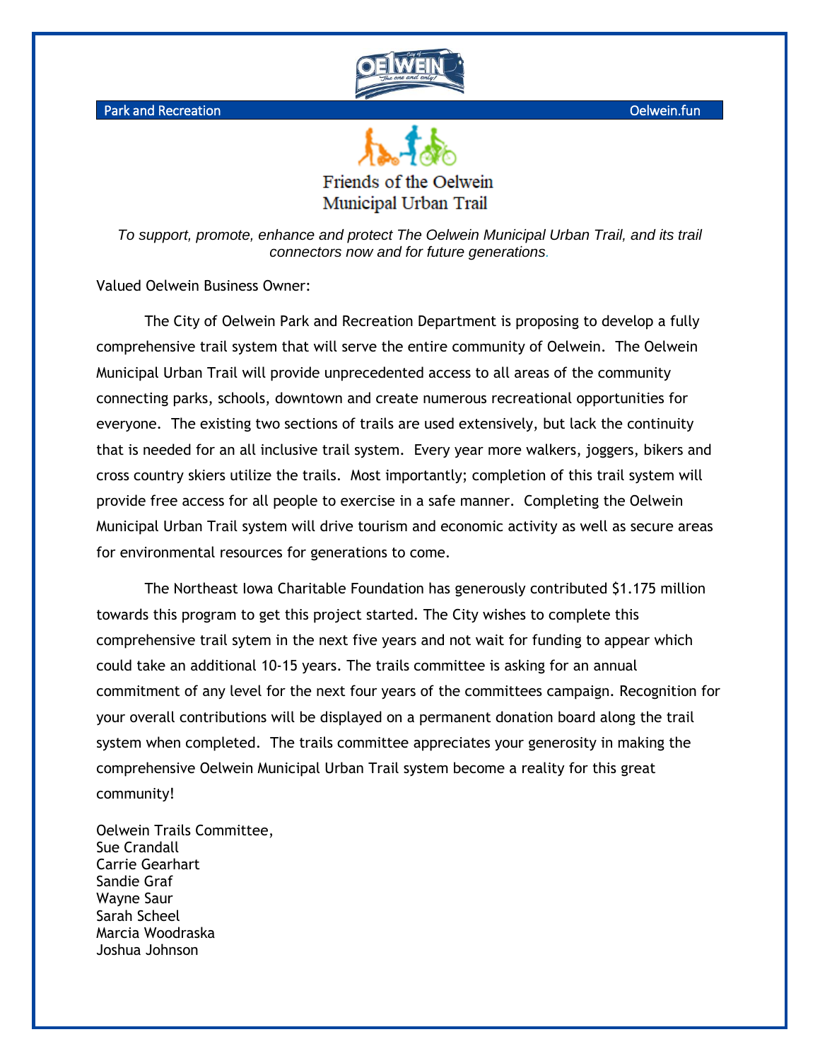Park and Recreation Oelwein.fun

# Friends of the Oelwein Municipal Urban Trail

*To support, promote, enhance and protect The Oelwein Municipal Urban Trail, and its trail connectors now and for future generations.*

Valued Oelwein Business Owner:

The City of Oelwein Park and Recreation Department is proposing to develop a fully comprehensive trail system that will serve the entire community of Oelwein. The Oelwein Municipal Urban Trail will provide unprecedented access to all areas of the community connecting parks, schools, downtown and create numerous recreational opportunities for everyone. The existing two sections of trails are used extensively, but lack the continuity that is needed for an all inclusive trail system. Every year more walkers, joggers, bikers and cross country skiers utilize the trails. Most importantly; completion of this trail system will provide free access for all people to exercise in a safe manner. Completing the Oelwein Municipal Urban Trail system will drive tourism and economic activity as well as secure areas for environmental resources for generations to come.

The Northeast Iowa Charitable Foundation has generously contributed $1.175 million towards this program to get this project started. The City wishes to complete this comprehensive trail sytem in the next five years and not wait for funding to appear which could take an additional 10-15 years. The trails committee is asking for an annual commitment of any level for the next four years of the committees campaign. Recognition for your overall contributions will be displayed on a permanent donation board along the trail system when completed. The trails committee appreciates your generosity in making the comprehensive Oelwein Municipal Urban Trail system become a reality for this great community!

Oelwein Trails Committee,
Sue Crandall
Carrie Gearhart
Sandie Graf
Wayne Saur
Sarah Scheel
Marcia Woodraska
Joshua Johnson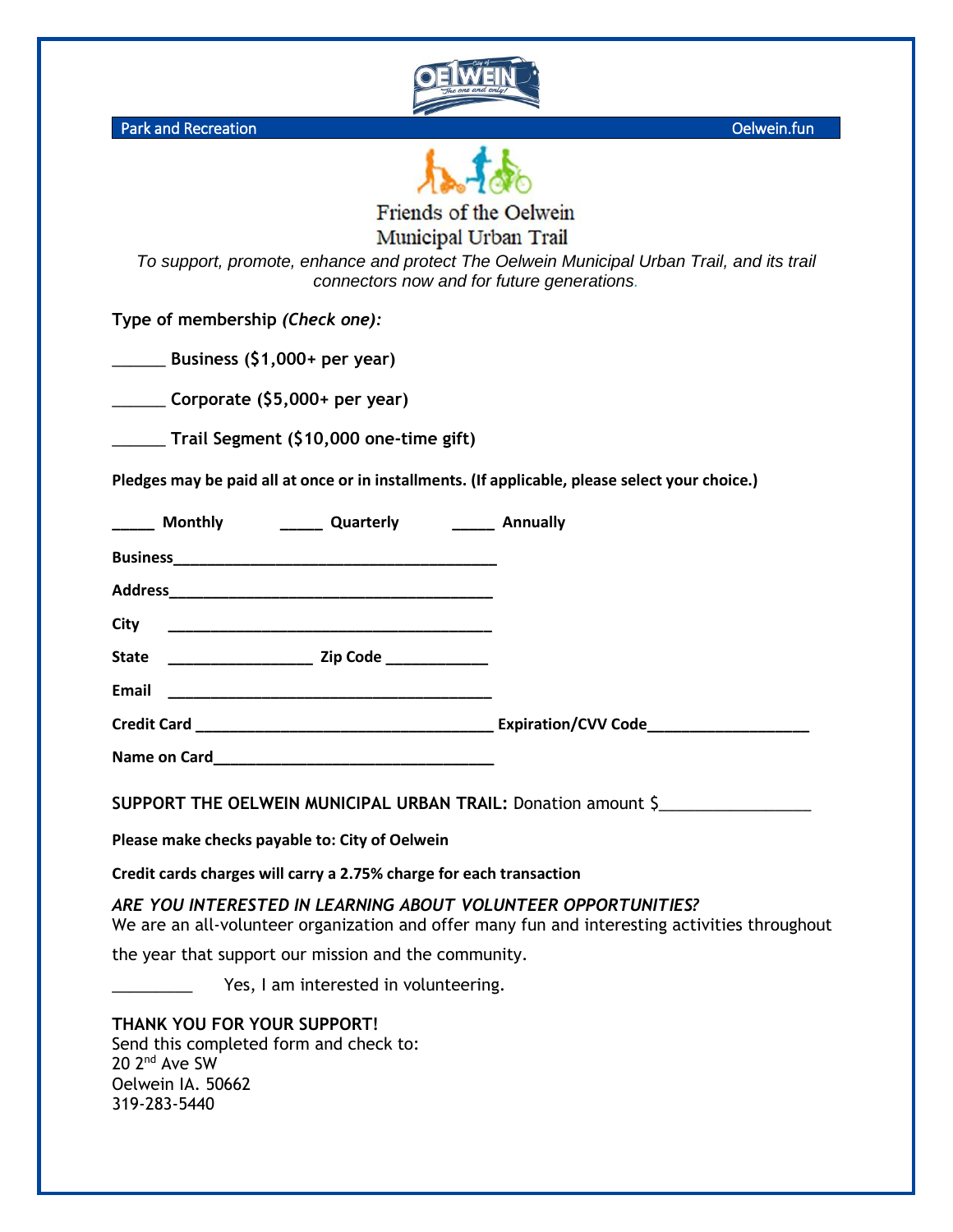Park and Recreation Oelwein.fun

# Friends of the Oelwein Municipal Urban Trail

*To support, promote, enhance and protect The Oelwein Municipal Urban Trail, and its trail connectors now and for future generations.*

**Type of membership *(Check one):***

______ **Business ($1,000+ per year)**

______ **Corporate ($5,000+ per year)**

______ **Trail Segment ($10,000 one-time gift)**

**Pledges may be paid all at once or in installments. (If applicable, please select your choice.)**

_____ **Monthly** _____ **Quarterly** _____ **Annually**

**Business**________________________________________

**Address**________________________________________

**City** ________________________________________

**State** _________________ **Zip Code** ____________

**Email** ________________________________________

**Credit Card** ____________________________________ **Expiration/CVV Code**___________________

**Name on Card**__________________________________

**SUPPORT THE OELWEIN MUNICIPAL URBAN TRAIL:** Donation amount $_________________

**Please make checks payable to: City of Oelwein**

**Credit cards charges will carry a 2.75% charge for each transaction**

***ARE YOU INTERESTED IN LEARNING ABOUT VOLUNTEER OPPORTUNITIES?***

We are an all-volunteer organization and offer many fun and interesting activities throughout the year that support our mission and the community.

_________ Yes, I am interested in volunteering.

**THANK YOU FOR YOUR SUPPORT!**

Send this completed form and check to:
20 2nd Ave SW
Oelwein IA. 50662
319-283-5440